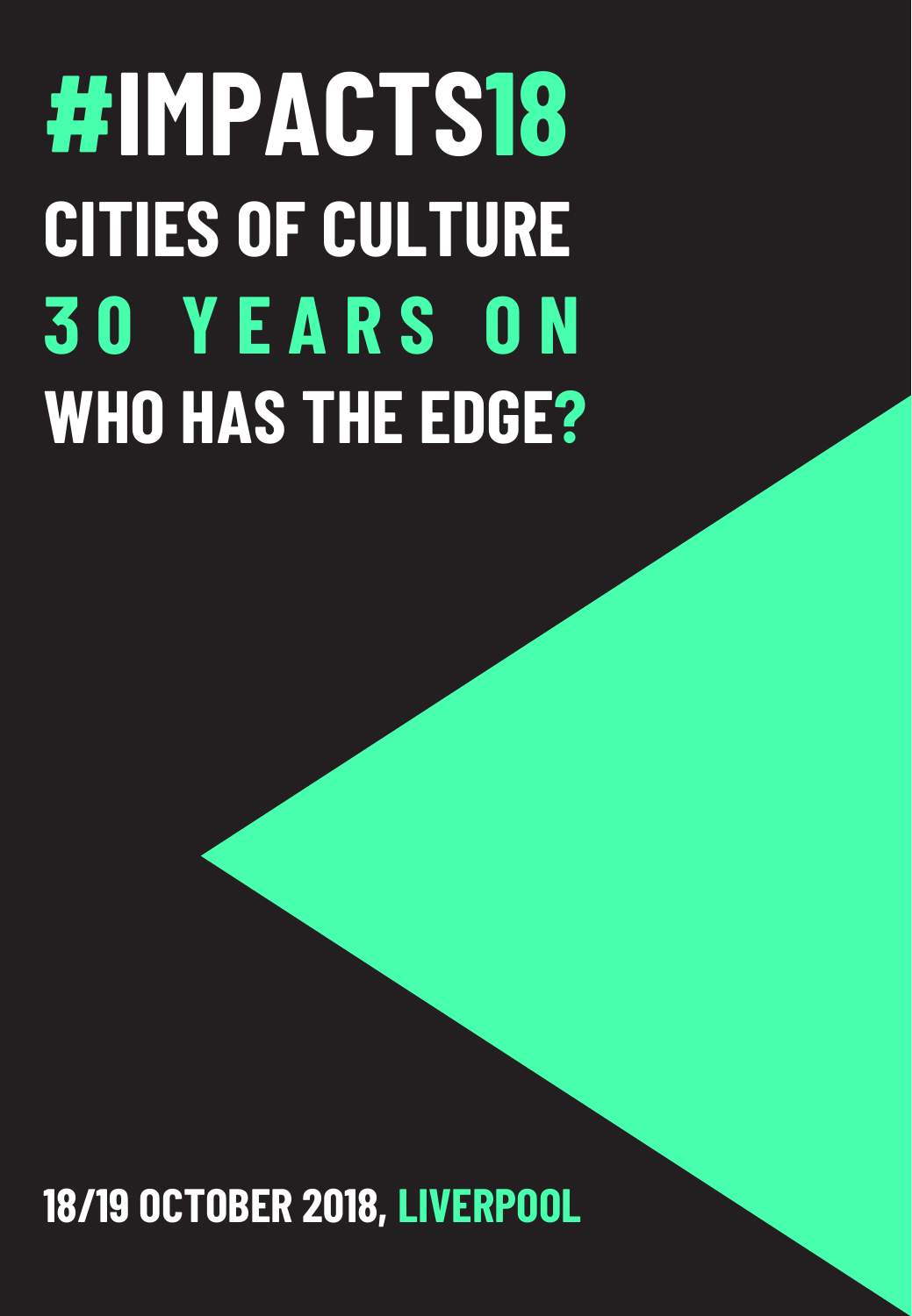# #IMPACTS18

## CITIES OF CULTURE

## 30 YEARS ON

## WHO HAS THE EDGE?

**18/19 OCTOBER 2018, LIVERPOOL**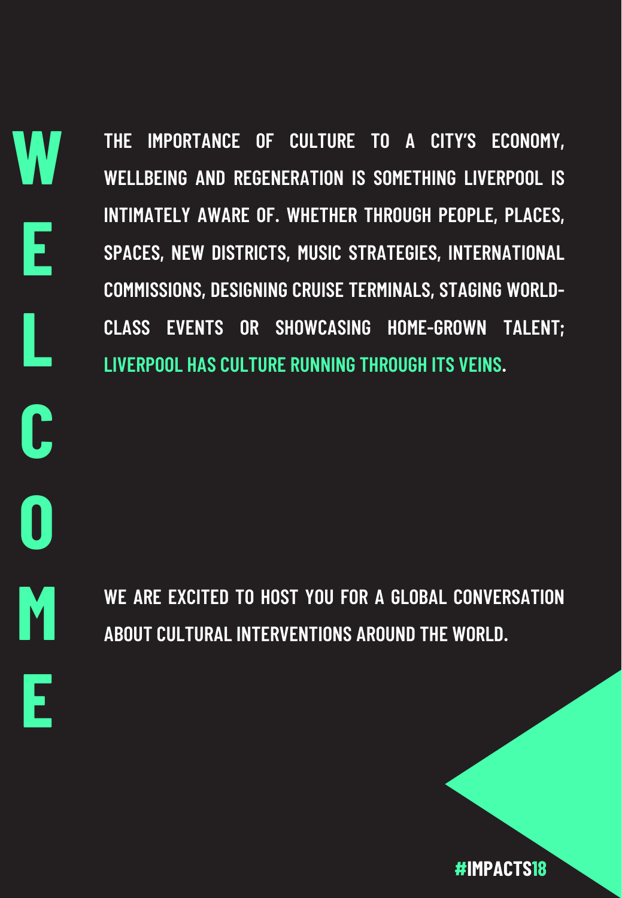# WELCOME

THE IMPORTANCE OF CULTURE TO A CITY'S ECONOMY, WELLBEING AND REGENERATION IS SOMETHING LIVERPOOL IS INTIMATELY AWARE OF. WHETHER THROUGH PEOPLE, PLACES, SPACES, NEW DISTRICTS, MUSIC STRATEGIES, INTERNATIONAL COMMISSIONS, DESIGNING CRUISE TERMINALS, STAGING WORLD-CLASS EVENTS OR SHOWCASING HOME-GROWN TALENT; **LIVERPOOL HAS CULTURE RUNNING THROUGH ITS VEINS**.

WE ARE EXCITED TO HOST YOU FOR A GLOBAL CONVERSATION ABOUT CULTURAL INTERVENTIONS AROUND THE WORLD.

#IMPACTS18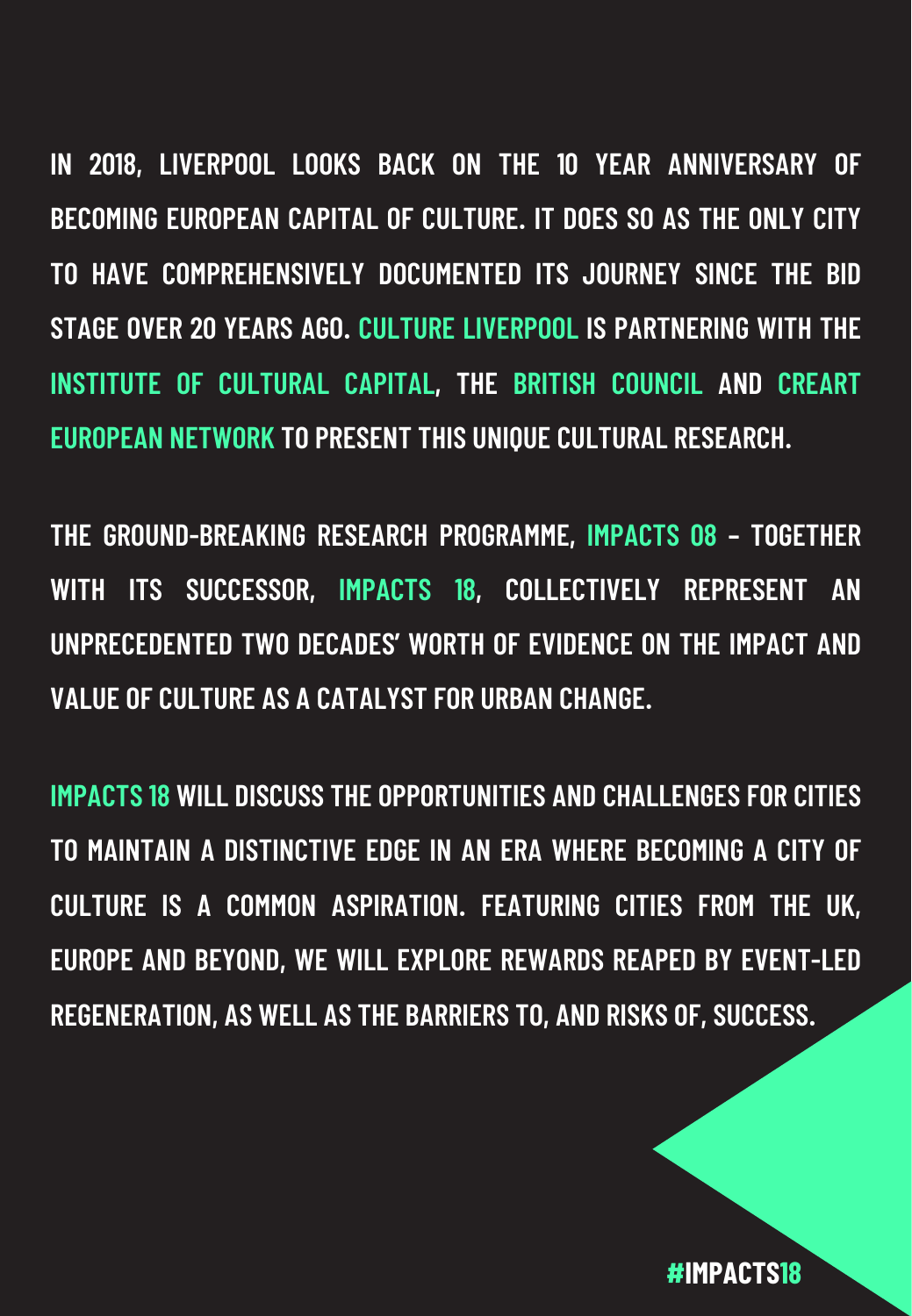IN 2018, LIVERPOOL LOOKS BACK ON THE 10 YEAR ANNIVERSARY OF BECOMING EUROPEAN CAPITAL OF CULTURE. IT DOES SO AS THE ONLY CITY TO HAVE COMPREHENSIVELY DOCUMENTED ITS JOURNEY SINCE THE BID STAGE OVER 20 YEARS AGO. CULTURE LIVERPOOL IS PARTNERING WITH THE INSTITUTE OF CULTURAL CAPITAL, THE BRITISH COUNCIL AND CREART EUROPEAN NETWORK TO PRESENT THIS UNIQUE CULTURAL RESEARCH.

THE GROUND-BREAKING RESEARCH PROGRAMME, IMPACTS 08 – TOGETHER WITH ITS SUCCESSOR, IMPACTS 18, COLLECTIVELY REPRESENT AN UNPRECEDENTED TWO DECADES' WORTH OF EVIDENCE ON THE IMPACT AND VALUE OF CULTURE AS A CATALYST FOR URBAN CHANGE.

IMPACTS 18 WILL DISCUSS THE OPPORTUNITIES AND CHALLENGES FOR CITIES TO MAINTAIN A DISTINCTIVE EDGE IN AN ERA WHERE BECOMING A CITY OF CULTURE IS A COMMON ASPIRATION. FEATURING CITIES FROM THE UK, EUROPE AND BEYOND, WE WILL EXPLORE REWARDS REAPED BY EVENT-LED REGENERATION, AS WELL AS THE BARRIERS TO, AND RISKS OF, SUCCESS.

#IMPACTS18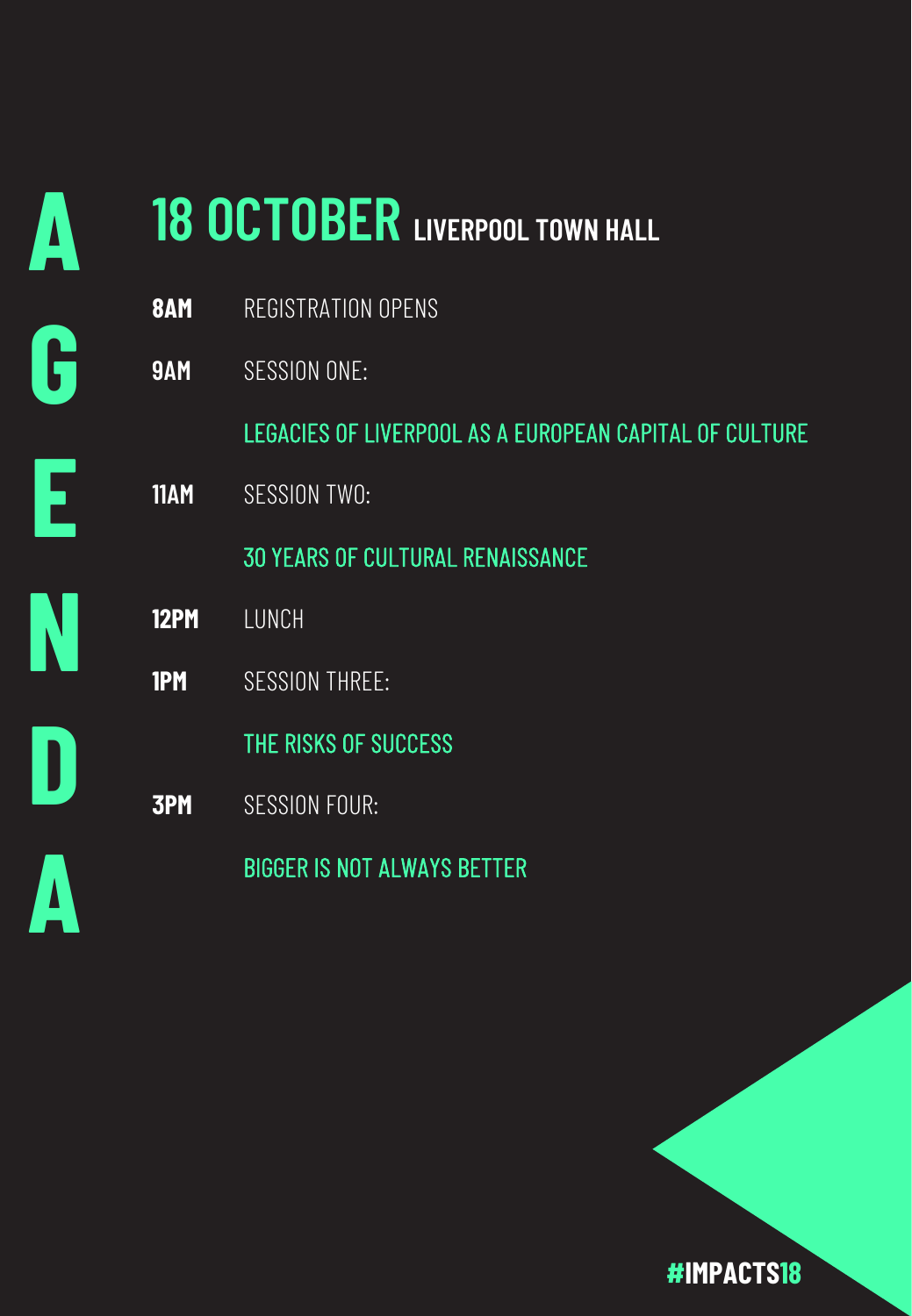# AGENDA

## 18 OCTOBER LIVERPOOL TOWN HALL

**8AM** REGISTRATION OPENS

**9AM** SESSION ONE:

LEGACIES OF LIVERPOOL AS A EUROPEAN CAPITAL OF CULTURE

**11AM** SESSION TWO:

30 YEARS OF CULTURAL RENAISSANCE

**12PM** LUNCH

**1PM** SESSION THREE:

THE RISKS OF SUCCESS

**3PM** SESSION FOUR:

BIGGER IS NOT ALWAYS BETTER

#IMPACTS18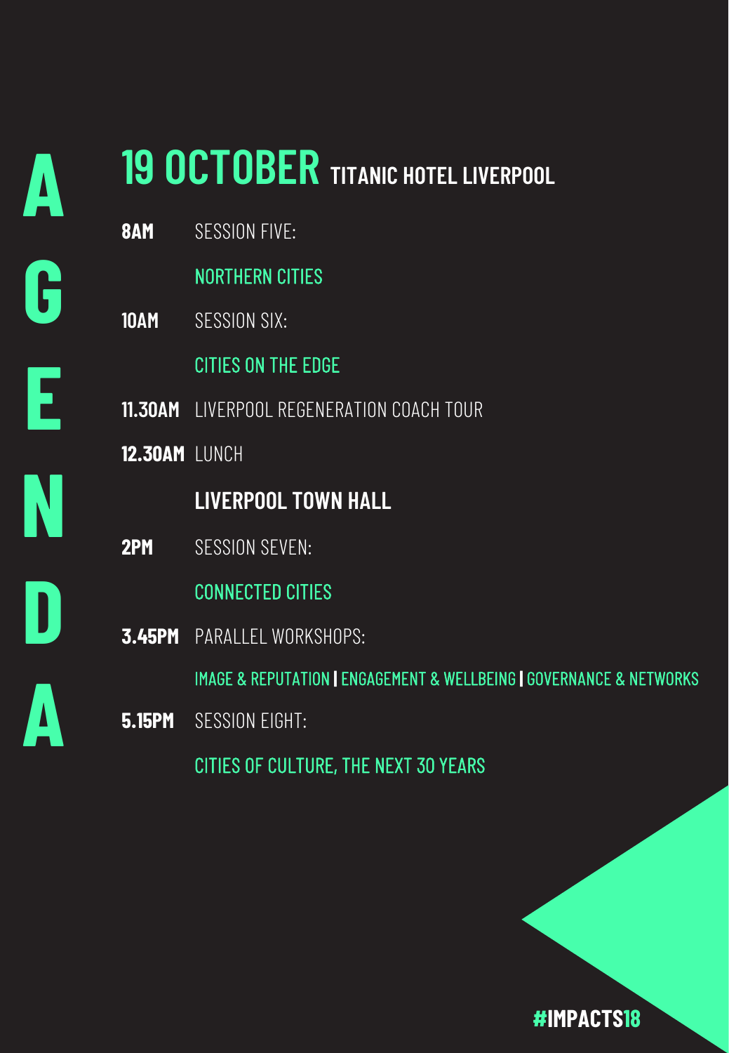# AGENDA

## 19 OCTOBER TITANIC HOTEL LIVERPOOL

**8AM** SESSION FIVE:

NORTHERN CITIES

**10AM** SESSION SIX:

CITIES ON THE EDGE

**11.30AM** LIVERPOOL REGENERATION COACH TOUR

**12.30AM** LUNCH

### LIVERPOOL TOWN HALL

**2PM** SESSION SEVEN:

CONNECTED CITIES

**3.45PM** PARALLEL WORKSHOPS:

IMAGE & REPUTATION | ENGAGEMENT & WELLBEING | GOVERNANCE & NETWORKS

**5.15PM** SESSION EIGHT:

CITIES OF CULTURE, THE NEXT 30 YEARS

**#IMPACTS18**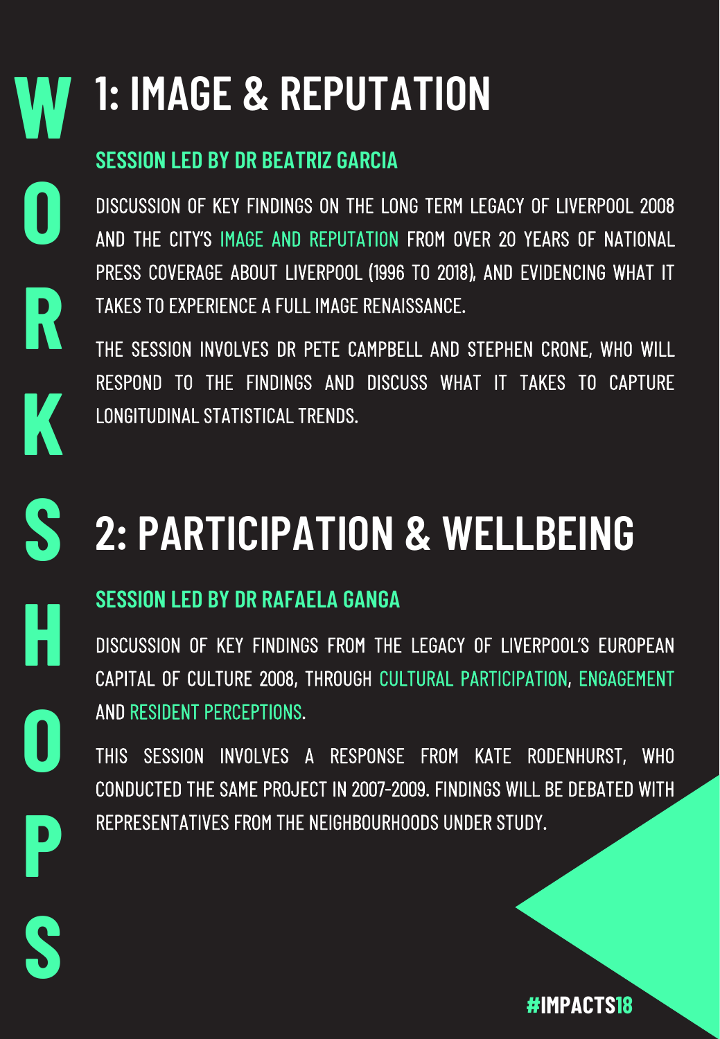# WORKSHOPS

## 1: IMAGE & REPUTATION

### SESSION LED BY DR BEATRIZ GARCIA

DISCUSSION OF KEY FINDINGS ON THE LONG TERM LEGACY OF LIVERPOOL 2008 AND THE CITY'S IMAGE AND REPUTATION FROM OVER 20 YEARS OF NATIONAL PRESS COVERAGE ABOUT LIVERPOOL (1996 TO 2018), AND EVIDENCING WHAT IT TAKES TO EXPERIENCE A FULL IMAGE RENAISSANCE.

THE SESSION INVOLVES DR PETE CAMPBELL AND STEPHEN CRONE, WHO WILL RESPOND TO THE FINDINGS AND DISCUSS WHAT IT TAKES TO CAPTURE LONGITUDINAL STATISTICAL TRENDS.

## 2: PARTICIPATION & WELLBEING

### SESSION LED BY DR RAFAELA GANGA

DISCUSSION OF KEY FINDINGS FROM THE LEGACY OF LIVERPOOL'S EUROPEAN CAPITAL OF CULTURE 2008, THROUGH CULTURAL PARTICIPATION, ENGAGEMENT AND RESIDENT PERCEPTIONS.

THIS SESSION INVOLVES A RESPONSE FROM KATE RODENHURST, WHO CONDUCTED THE SAME PROJECT IN 2007-2009. FINDINGS WILL BE DEBATED WITH REPRESENTATIVES FROM THE NEIGHBOURHOODS UNDER STUDY.

#IMPACTS18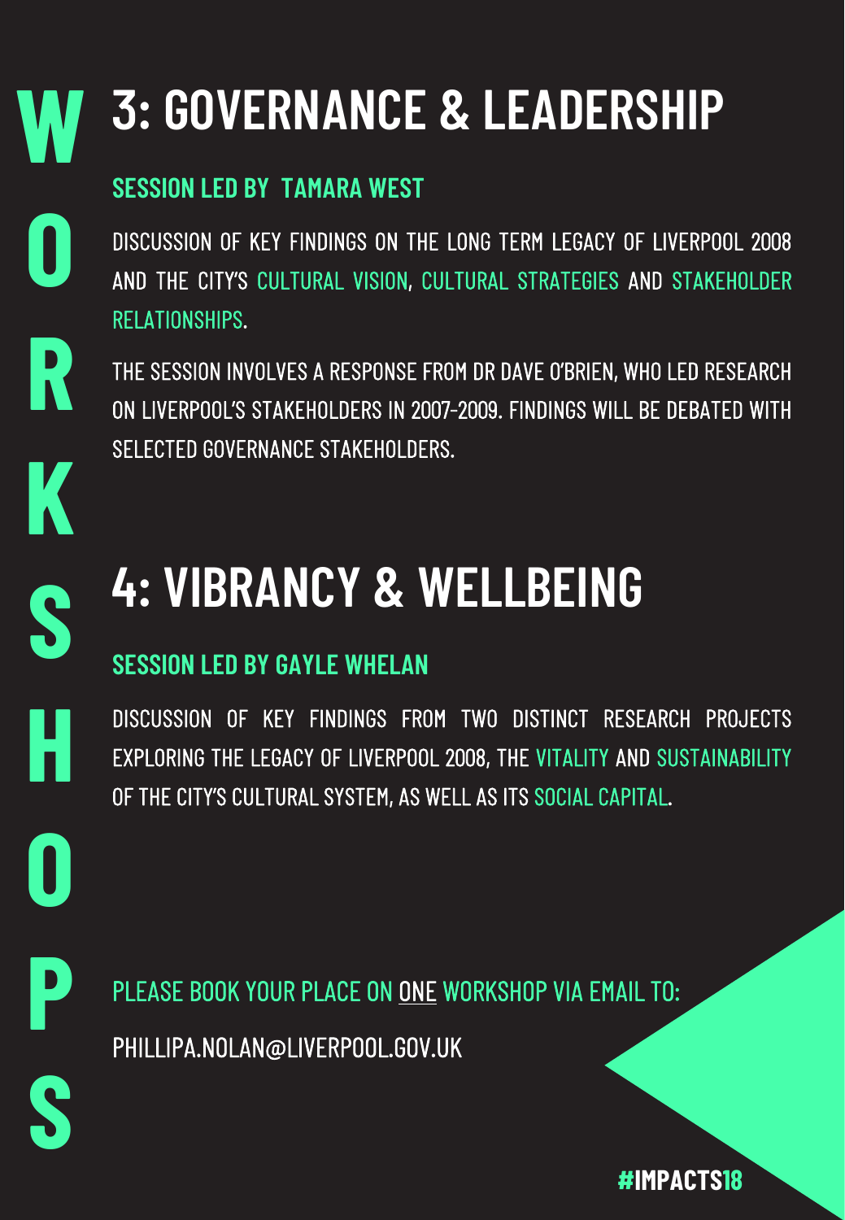# WORKSHOPS

## 3: GOVERNANCE & LEADERSHIP

### SESSION LED BY TAMARA WEST

DISCUSSION OF KEY FINDINGS ON THE LONG TERM LEGACY OF LIVERPOOL 2008 AND THE CITY'S CULTURAL VISION, CULTURAL STRATEGIES AND STAKEHOLDER RELATIONSHIPS.

THE SESSION INVOLVES A RESPONSE FROM DR DAVE O'BRIEN, WHO LED RESEARCH ON LIVERPOOL'S STAKEHOLDERS IN 2007-2009. FINDINGS WILL BE DEBATED WITH SELECTED GOVERNANCE STAKEHOLDERS.

## 4: VIBRANCY & WELLBEING

### SESSION LED BY GAYLE WHELAN

DISCUSSION OF KEY FINDINGS FROM TWO DISTINCT RESEARCH PROJECTS EXPLORING THE LEGACY OF LIVERPOOL 2008, THE VITALITY AND SUSTAINABILITY OF THE CITY'S CULTURAL SYSTEM, AS WELL AS ITS SOCIAL CAPITAL.

PLEASE BOOK YOUR PLACE ON <u>ONE</u> WORKSHOP VIA EMAIL TO:

PHILLIPA.NOLAN@LIVERPOOL.GOV.UK

#IMPACTS18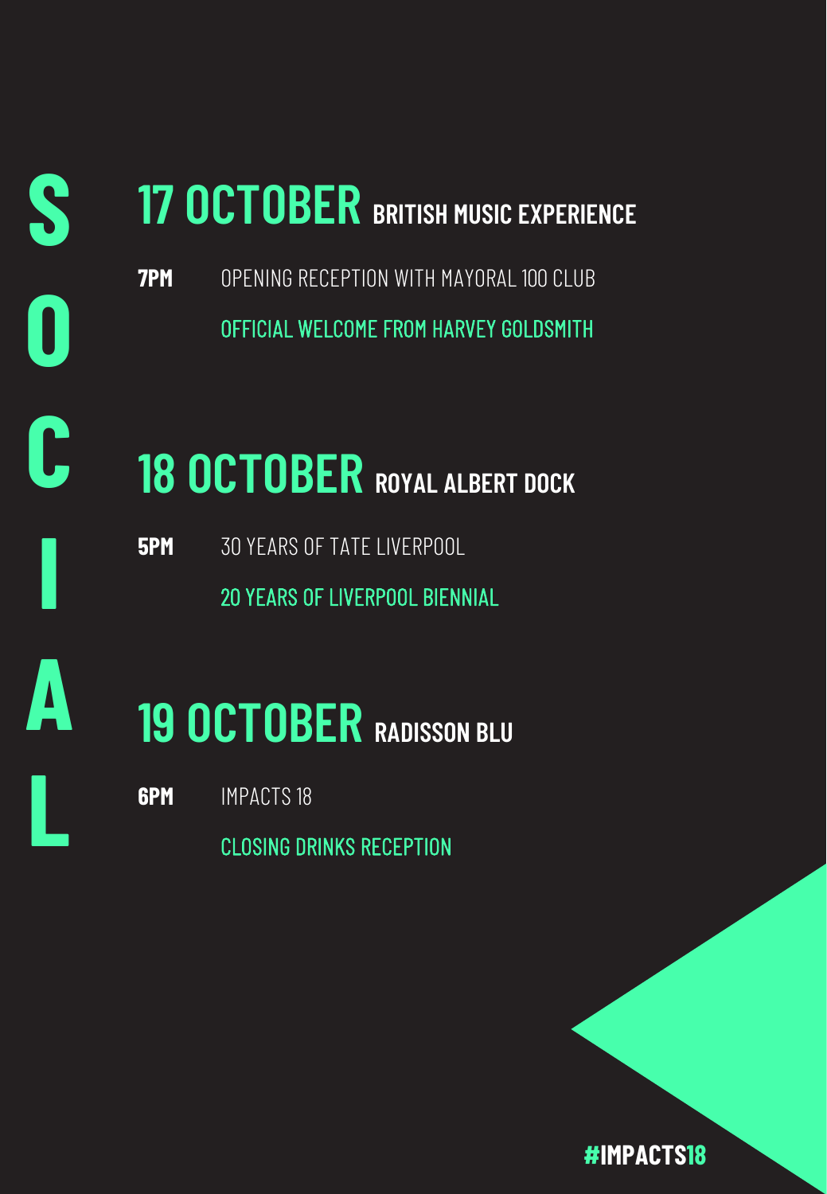# SOCIAL

## 17 OCTOBER BRITISH MUSIC EXPERIENCE

**7PM** OPENING RECEPTION WITH MAYORAL 100 CLUB

OFFICIAL WELCOME FROM HARVEY GOLDSMITH

## 18 OCTOBER ROYAL ALBERT DOCK

**5PM** 30 YEARS OF TATE LIVERPOOL

20 YEARS OF LIVERPOOL BIENNIAL

## 19 OCTOBER RADISSON BLU

**6PM** IMPACTS 18

CLOSING DRINKS RECEPTION

#IMPACTS18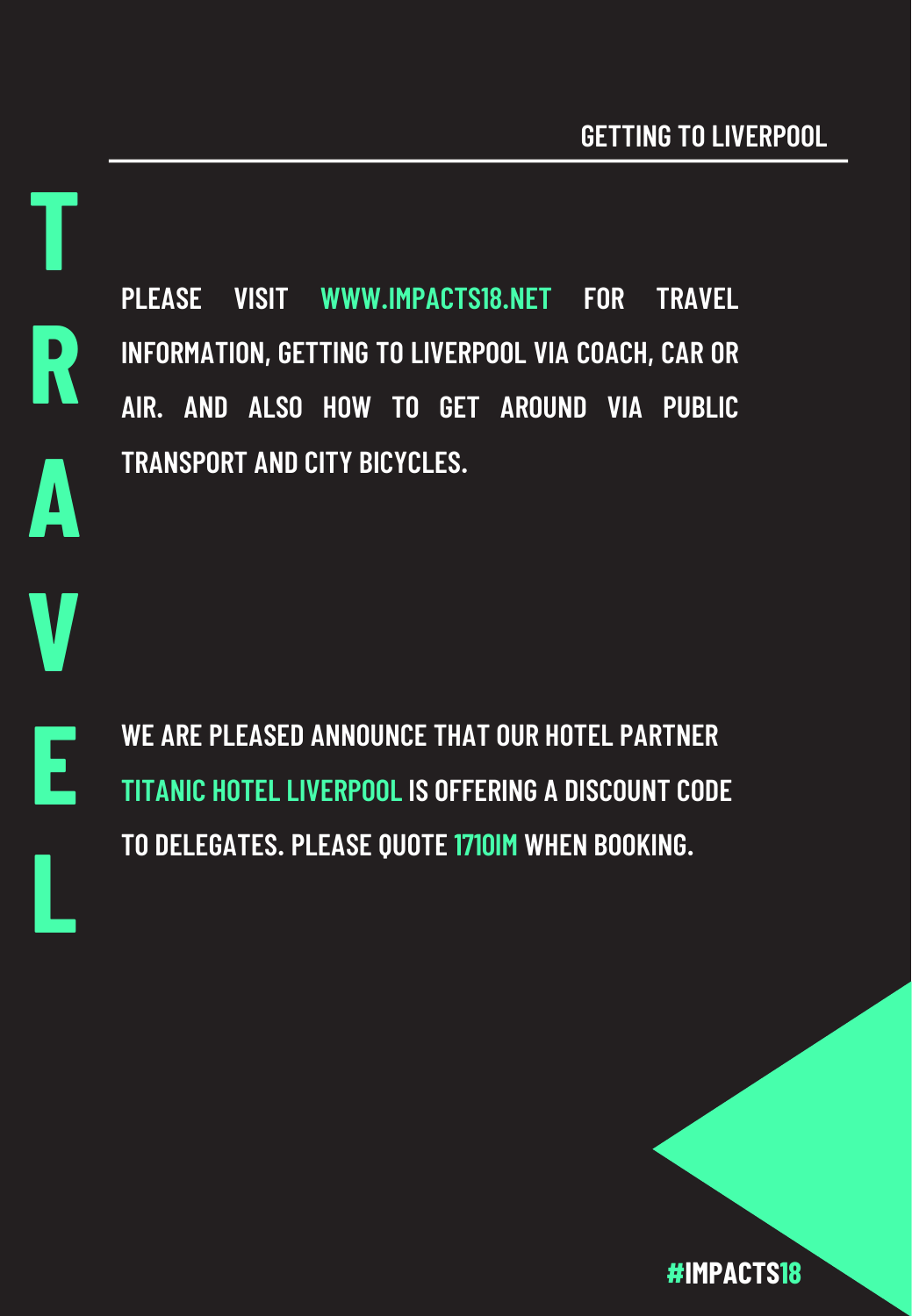# TRAVEL

## GETTING TO LIVERPOOL

PLEASE VISIT WWW.IMPACTS18.NET FOR TRAVEL INFORMATION, GETTING TO LIVERPOOL VIA COACH, CAR OR AIR. AND ALSO HOW TO GET AROUND VIA PUBLIC TRANSPORT AND CITY BICYCLES.

WE ARE PLEASED ANNOUNCE THAT OUR HOTEL PARTNER TITANIC HOTEL LIVERPOOL IS OFFERING A DISCOUNT CODE TO DELEGATES. PLEASE QUOTE 1710IM WHEN BOOKING.

#IMPACTS18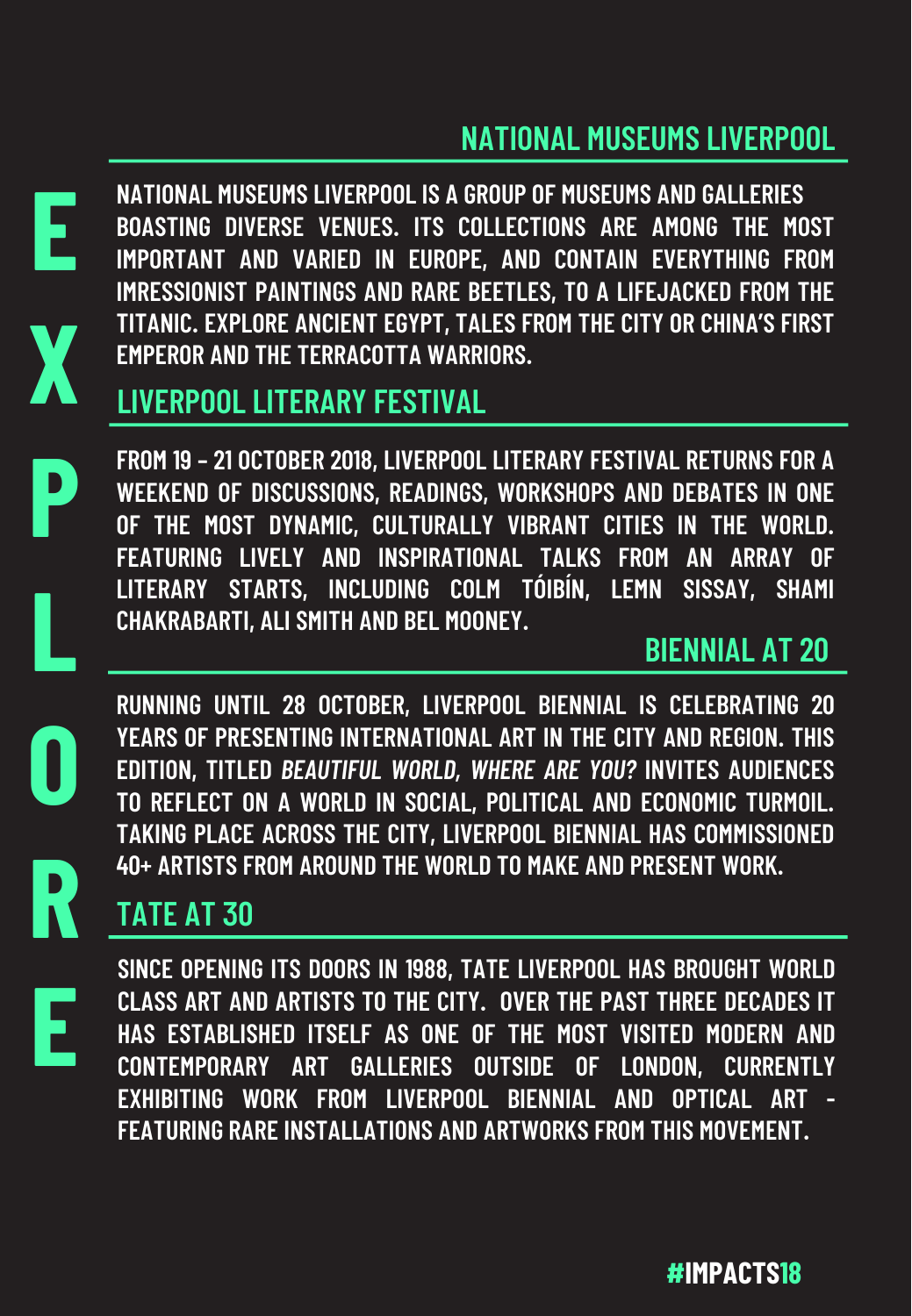# EXPLORE

## NATIONAL MUSEUMS LIVERPOOL

NATIONAL MUSEUMS LIVERPOOL IS A GROUP OF MUSEUMS AND GALLERIES BOASTING DIVERSE VENUES. ITS COLLECTIONS ARE AMONG THE MOST IMPORTANT AND VARIED IN EUROPE, AND CONTAIN EVERYTHING FROM IMRESSIONIST PAINTINGS AND RARE BEETLES, TO A LIFEJACKED FROM THE TITANIC. EXPLORE ANCIENT EGYPT, TALES FROM THE CITY OR CHINA'S FIRST EMPEROR AND THE TERRACOTTA WARRIORS.

## LIVERPOOL LITERARY FESTIVAL

FROM 19 – 21 OCTOBER 2018, LIVERPOOL LITERARY FESTIVAL RETURNS FOR A WEEKEND OF DISCUSSIONS, READINGS, WORKSHOPS AND DEBATES IN ONE OF THE MOST DYNAMIC, CULTURALLY VIBRANT CITIES IN THE WORLD. FEATURING LIVELY AND INSPIRATIONAL TALKS FROM AN ARRAY OF LITERARY STARTS, INCLUDING COLM TÓIBÍN, LEMN SISSAY, SHAMI CHAKRABARTI, ALI SMITH AND BEL MOONEY.

## BIENNIAL AT 20

RUNNING UNTIL 28 OCTOBER, LIVERPOOL BIENNIAL IS CELEBRATING 20 YEARS OF PRESENTING INTERNATIONAL ART IN THE CITY AND REGION. THIS EDITION, TITLED *BEAUTIFUL WORLD, WHERE ARE YOU?* INVITES AUDIENCES TO REFLECT ON A WORLD IN SOCIAL, POLITICAL AND ECONOMIC TURMOIL. TAKING PLACE ACROSS THE CITY, LIVERPOOL BIENNIAL HAS COMMISSIONED 40+ ARTISTS FROM AROUND THE WORLD TO MAKE AND PRESENT WORK.

## TATE AT 30

SINCE OPENING ITS DOORS IN 1988, TATE LIVERPOOL HAS BROUGHT WORLD CLASS ART AND ARTISTS TO THE CITY. OVER THE PAST THREE DECADES IT HAS ESTABLISHED ITSELF AS ONE OF THE MOST VISITED MODERN AND CONTEMPORARY ART GALLERIES OUTSIDE OF LONDON, CURRENTLY EXHIBITING WORK FROM LIVERPOOL BIENNIAL AND OPTICAL ART - FEATURING RARE INSTALLATIONS AND ARTWORKS FROM THIS MOVEMENT.

#IMPACTS18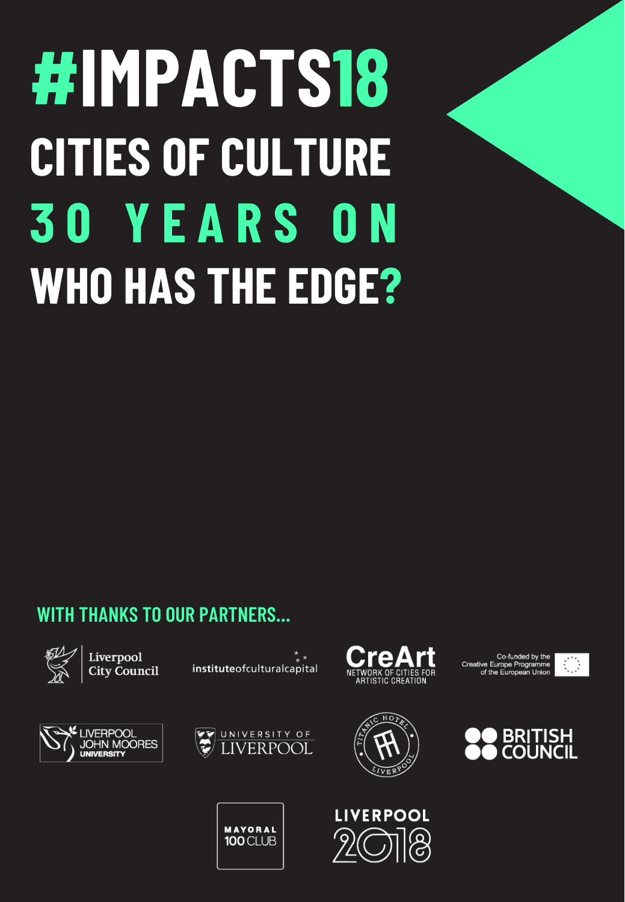# #IMPACTS18

## CITIES OF CULTURE

## 30 YEARS ON

## WHO HAS THE EDGE?

WITH THANKS TO OUR PARTNERS...

Liverpool City Council

instituteofculturalcapital

CreArt
NETWORK OF CITIES FOR ARTISTIC CREATION

Co-funded by the Creative Europe Programme of the European Union

LIVERPOOL JOHN MOORES UNIVERSITY

UNIVERSITY OF LIVERPOOL

TITANIC HOTEL LIVERPOOL

BRITISH COUNCIL

MAYORAL 100 CLUB

LIVERPOOL 2018